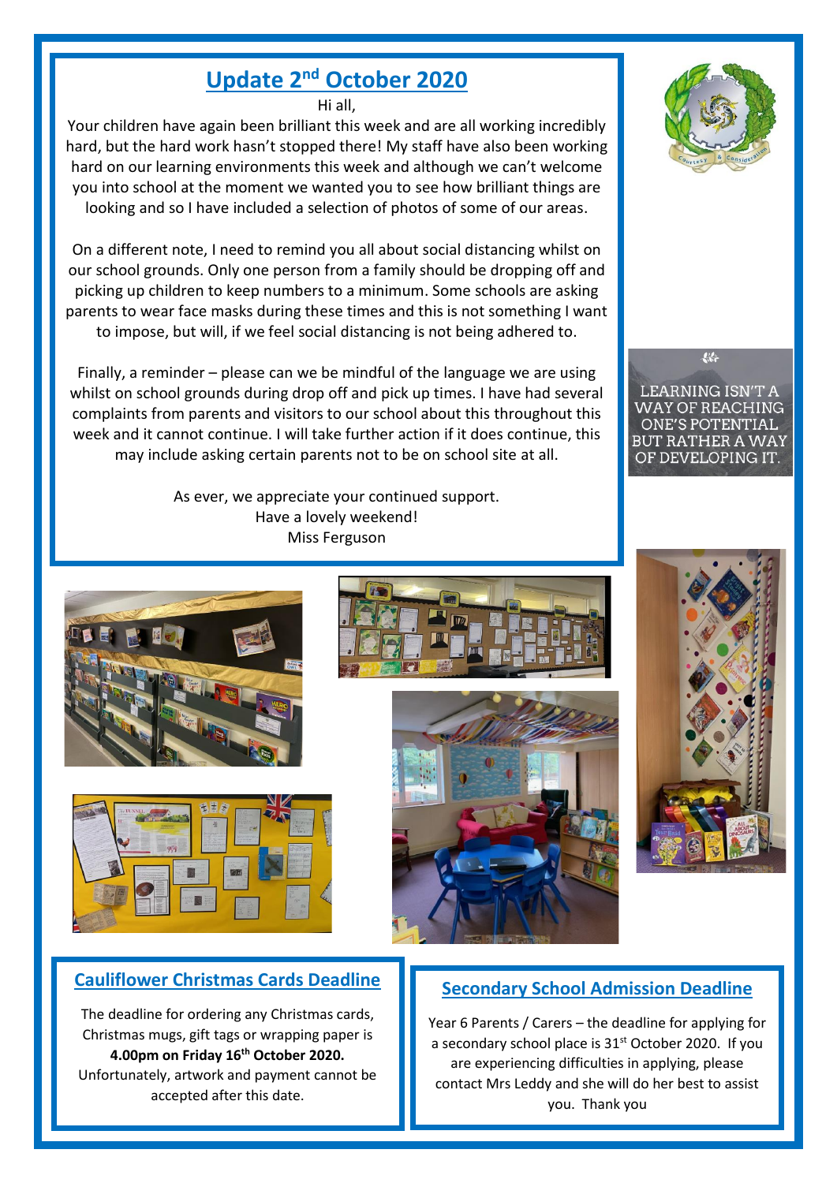## Update 2nd October 2020

Hi all,

Your children have again been brilliant this week and are all working incredibly hard, but the hard work hasn't stopped there! My staff have also been working hard on our learning environments this week and although we can't welcome you into school at the moment we wanted you to see how brilliant things are looking and so I have included a selection of photos of some of our areas.

On a different note, I need to remind you all about social distancing whilst on our school grounds. Only one person from a family should be dropping off and picking up children to keep numbers to a minimum. Some schools are asking parents to wear face masks during these times and this is not something I want to impose, but will, if we feel social distancing is not being adhered to.

Finally, a reminder – please can we be mindful of the language we are using whilst on school grounds during drop off and pick up times. I have had several complaints from parents and visitors to our school about this throughout this week and it cannot continue. I will take further action if it does continue, this may include asking certain parents not to be on school site at all.

As ever, we appreciate your continued support.
Have a lovely weekend!
Miss Ferguson

LEARNING ISN'T A WAY OF REACHING ONE'S POTENTIAL BUT RATHER A WAY OF DEVELOPING IT.

## Cauliflower Christmas Cards Deadline

The deadline for ordering any Christmas cards, Christmas mugs, gift tags or wrapping paper is **4.00pm on Friday 16th October 2020.** Unfortunately, artwork and payment cannot be accepted after this date.

## Secondary School Admission Deadline

Year 6 Parents / Carers – the deadline for applying for a secondary school place is 31st October 2020. If you are experiencing difficulties in applying, please contact Mrs Leddy and she will do her best to assist you. Thank you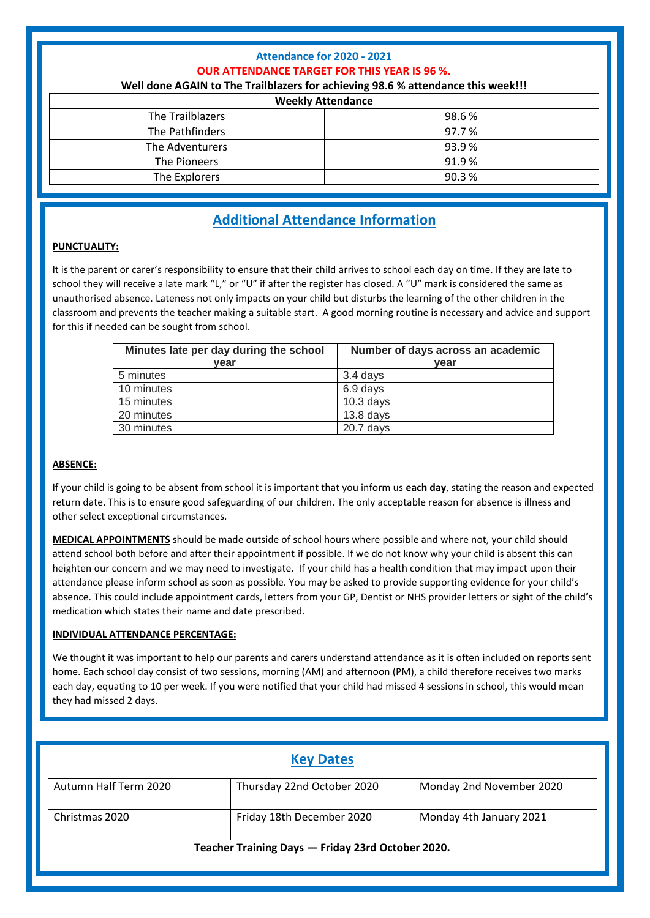## Attendance for 2020 - 2021

**OUR ATTENDANCE TARGET FOR THIS YEAR IS 96 %.**

**Well done AGAIN to The Trailblazers for achieving 98.6 % attendance this week!!!**

| Weekly Attendance | |
|---|---|
| The Trailblazers | 98.6 % |
| The Pathfinders | 97.7 % |
| The Adventurers | 93.9 % |
| The Pioneers | 91.9 % |
| The Explorers | 90.3 % |

## Additional Attendance Information

**PUNCTUALITY:**

It is the parent or carer's responsibility to ensure that their child arrives to school each day on time. If they are late to school they will receive a late mark "L," or "U" if after the register has closed. A "U" mark is considered the same as unauthorised absence. Lateness not only impacts on your child but disturbs the learning of the other children in the classroom and prevents the teacher making a suitable start. A good morning routine is necessary and advice and support for this if needed can be sought from school.

| Minutes late per day during the school year | Number of days across an academic year |
|---|---|
| 5 minutes | 3.4 days |
| 10 minutes | 6.9 days |
| 15 minutes | 10.3 days |
| 20 minutes | 13.8 days |
| 30 minutes | 20.7 days |

**ABSENCE:**

If your child is going to be absent from school it is important that you inform us **each day**, stating the reason and expected return date. This is to ensure good safeguarding of our children. The only acceptable reason for absence is illness and other select exceptional circumstances.

**MEDICAL APPOINTMENTS** should be made outside of school hours where possible and where not, your child should attend school both before and after their appointment if possible. If we do not know why your child is absent this can heighten our concern and we may need to investigate. If your child has a health condition that may impact upon their attendance please inform school as soon as possible. You may be asked to provide supporting evidence for your child's absence. This could include appointment cards, letters from your GP, Dentist or NHS provider letters or sight of the child's medication which states their name and date prescribed.

**INDIVIDUAL ATTENDANCE PERCENTAGE:**

We thought it was important to help our parents and carers understand attendance as it is often included on reports sent home. Each school day consist of two sessions, morning (AM) and afternoon (PM), a child therefore receives two marks each day, equating to 10 per week. If you were notified that your child had missed 4 sessions in school, this would mean they had missed 2 days.

## Key Dates

| | | |
|---|---|---|
| Autumn Half Term 2020 | Thursday 22nd October 2020 | Monday 2nd November 2020 |
| Christmas 2020 | Friday 18th December 2020 | Monday 4th January 2021 |

**Teacher Training Days — Friday 23rd October 2020.**